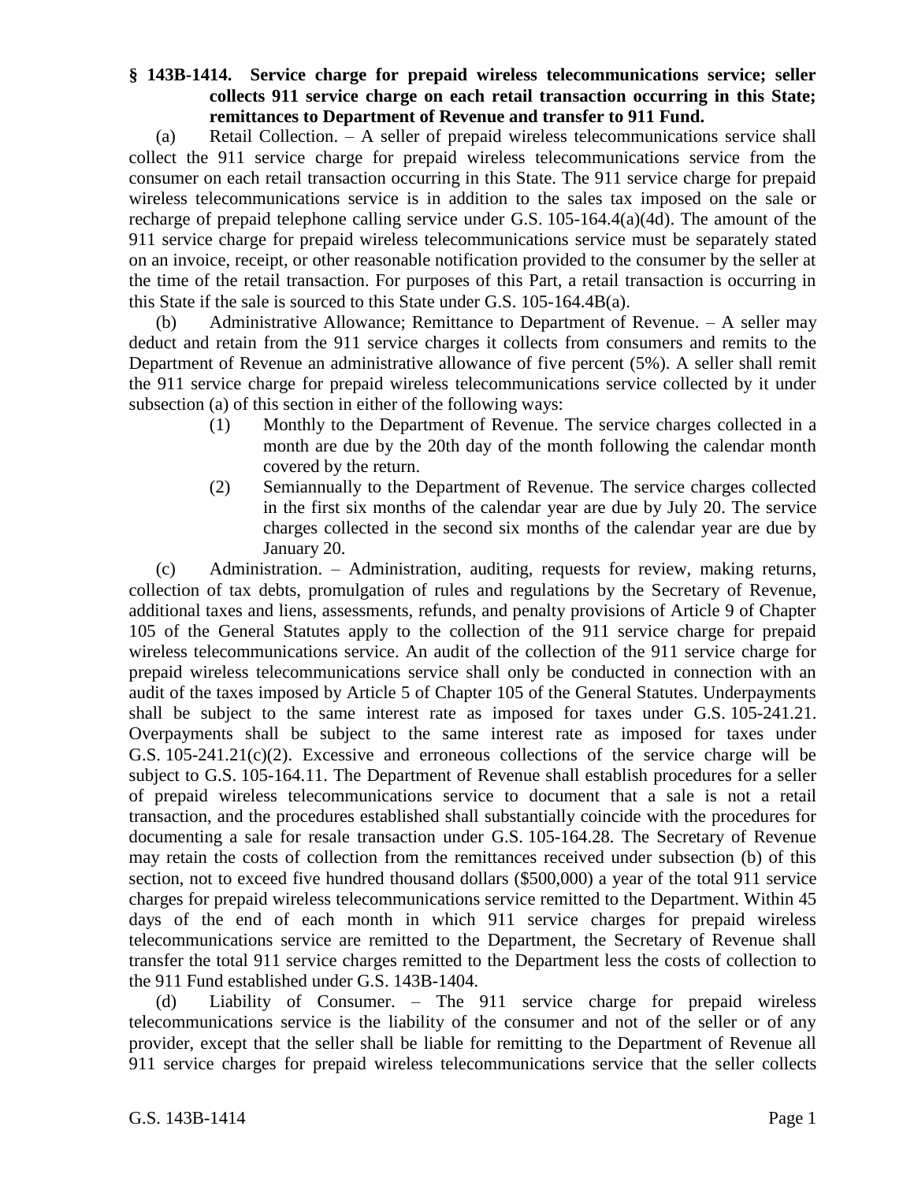**§ 143B-1414. Service charge for prepaid wireless telecommunications service; seller collects 911 service charge on each retail transaction occurring in this State; remittances to Department of Revenue and transfer to 911 Fund.**

(a) Retail Collection. – A seller of prepaid wireless telecommunications service shall collect the 911 service charge for prepaid wireless telecommunications service from the consumer on each retail transaction occurring in this State. The 911 service charge for prepaid wireless telecommunications service is in addition to the sales tax imposed on the sale or recharge of prepaid telephone calling service under G.S. 105-164.4(a)(4d). The amount of the 911 service charge for prepaid wireless telecommunications service must be separately stated on an invoice, receipt, or other reasonable notification provided to the consumer by the seller at the time of the retail transaction. For purposes of this Part, a retail transaction is occurring in this State if the sale is sourced to this State under G.S. 105-164.4B(a).

(b) Administrative Allowance; Remittance to Department of Revenue. – A seller may deduct and retain from the 911 service charges it collects from consumers and remits to the Department of Revenue an administrative allowance of five percent (5%). A seller shall remit the 911 service charge for prepaid wireless telecommunications service collected by it under subsection (a) of this section in either of the following ways:

(1) Monthly to the Department of Revenue. The service charges collected in a month are due by the 20th day of the month following the calendar month covered by the return.

(2) Semiannually to the Department of Revenue. The service charges collected in the first six months of the calendar year are due by July 20. The service charges collected in the second six months of the calendar year are due by January 20.

(c) Administration. – Administration, auditing, requests for review, making returns, collection of tax debts, promulgation of rules and regulations by the Secretary of Revenue, additional taxes and liens, assessments, refunds, and penalty provisions of Article 9 of Chapter 105 of the General Statutes apply to the collection of the 911 service charge for prepaid wireless telecommunications service. An audit of the collection of the 911 service charge for prepaid wireless telecommunications service shall only be conducted in connection with an audit of the taxes imposed by Article 5 of Chapter 105 of the General Statutes. Underpayments shall be subject to the same interest rate as imposed for taxes under G.S. 105-241.21. Overpayments shall be subject to the same interest rate as imposed for taxes under G.S. 105-241.21(c)(2). Excessive and erroneous collections of the service charge will be subject to G.S. 105-164.11. The Department of Revenue shall establish procedures for a seller of prepaid wireless telecommunications service to document that a sale is not a retail transaction, and the procedures established shall substantially coincide with the procedures for documenting a sale for resale transaction under G.S. 105-164.28. The Secretary of Revenue may retain the costs of collection from the remittances received under subsection (b) of this section, not to exceed five hundred thousand dollars ($500,000) a year of the total 911 service charges for prepaid wireless telecommunications service remitted to the Department. Within 45 days of the end of each month in which 911 service charges for prepaid wireless telecommunications service are remitted to the Department, the Secretary of Revenue shall transfer the total 911 service charges remitted to the Department less the costs of collection to the 911 Fund established under G.S. 143B-1404.

(d) Liability of Consumer. – The 911 service charge for prepaid wireless telecommunications service is the liability of the consumer and not of the seller or of any provider, except that the seller shall be liable for remitting to the Department of Revenue all 911 service charges for prepaid wireless telecommunications service that the seller collects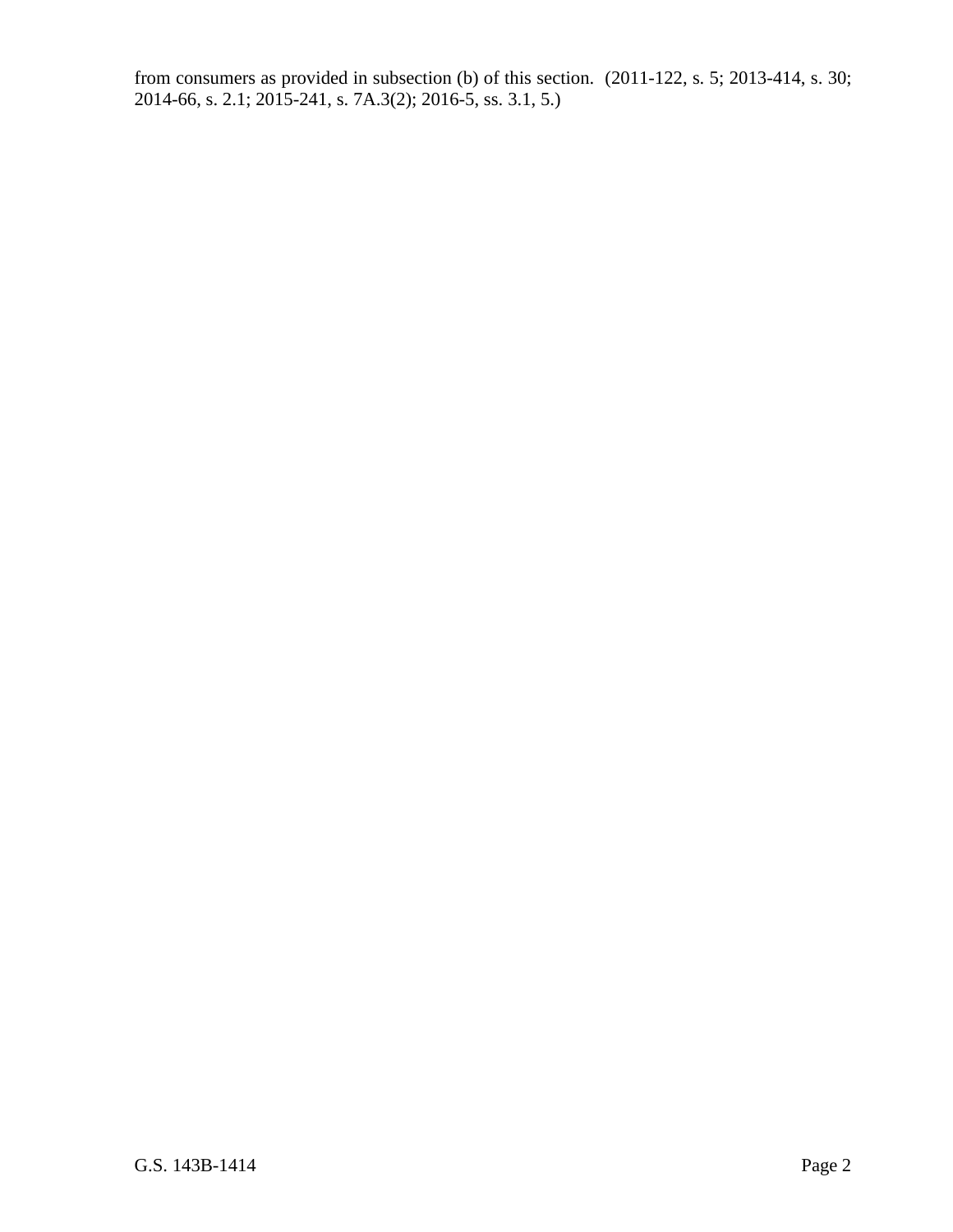from consumers as provided in subsection (b) of this section. (2011-122, s. 5; 2013-414, s. 30; 2014-66, s. 2.1; 2015-241, s. 7A.3(2); 2016-5, ss. 3.1, 5.)